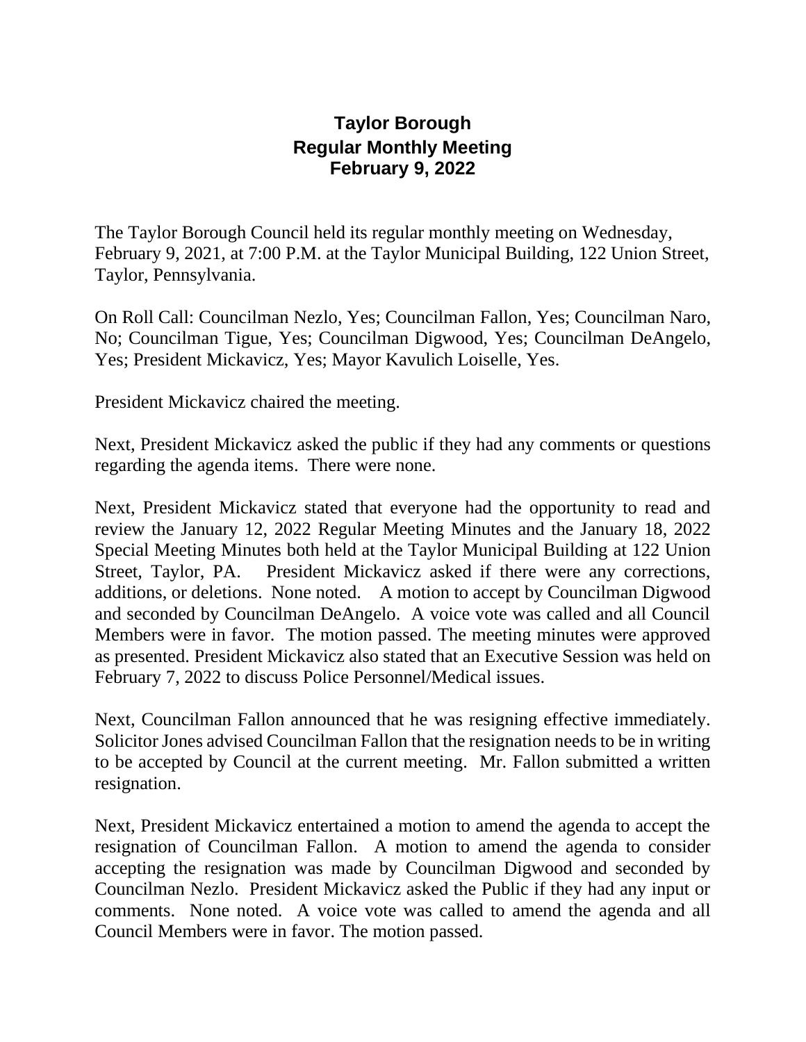# Taylor Borough
## Regular Monthly Meeting
## February 9, 2022

The Taylor Borough Council held its regular monthly meeting on Wednesday, February 9, 2021, at 7:00 P.M. at the Taylor Municipal Building, 122 Union Street, Taylor, Pennsylvania.

On Roll Call: Councilman Nezlo, Yes; Councilman Fallon, Yes; Councilman Naro, No; Councilman Tigue, Yes; Councilman Digwood, Yes; Councilman DeAngelo, Yes; President Mickavicz, Yes; Mayor Kavulich Loiselle, Yes.

President Mickavicz chaired the meeting.

Next, President Mickavicz asked the public if they had any comments or questions regarding the agenda items. There were none.

Next, President Mickavicz stated that everyone had the opportunity to read and review the January 12, 2022 Regular Meeting Minutes and the January 18, 2022 Special Meeting Minutes both held at the Taylor Municipal Building at 122 Union Street, Taylor, PA. President Mickavicz asked if there were any corrections, additions, or deletions. None noted. A motion to accept by Councilman Digwood and seconded by Councilman DeAngelo. A voice vote was called and all Council Members were in favor. The motion passed. The meeting minutes were approved as presented. President Mickavicz also stated that an Executive Session was held on February 7, 2022 to discuss Police Personnel/Medical issues.

Next, Councilman Fallon announced that he was resigning effective immediately. Solicitor Jones advised Councilman Fallon that the resignation needs to be in writing to be accepted by Council at the current meeting. Mr. Fallon submitted a written resignation.

Next, President Mickavicz entertained a motion to amend the agenda to accept the resignation of Councilman Fallon. A motion to amend the agenda to consider accepting the resignation was made by Councilman Digwood and seconded by Councilman Nezlo. President Mickavicz asked the Public if they had any input or comments. None noted. A voice vote was called to amend the agenda and all Council Members were in favor. The motion passed.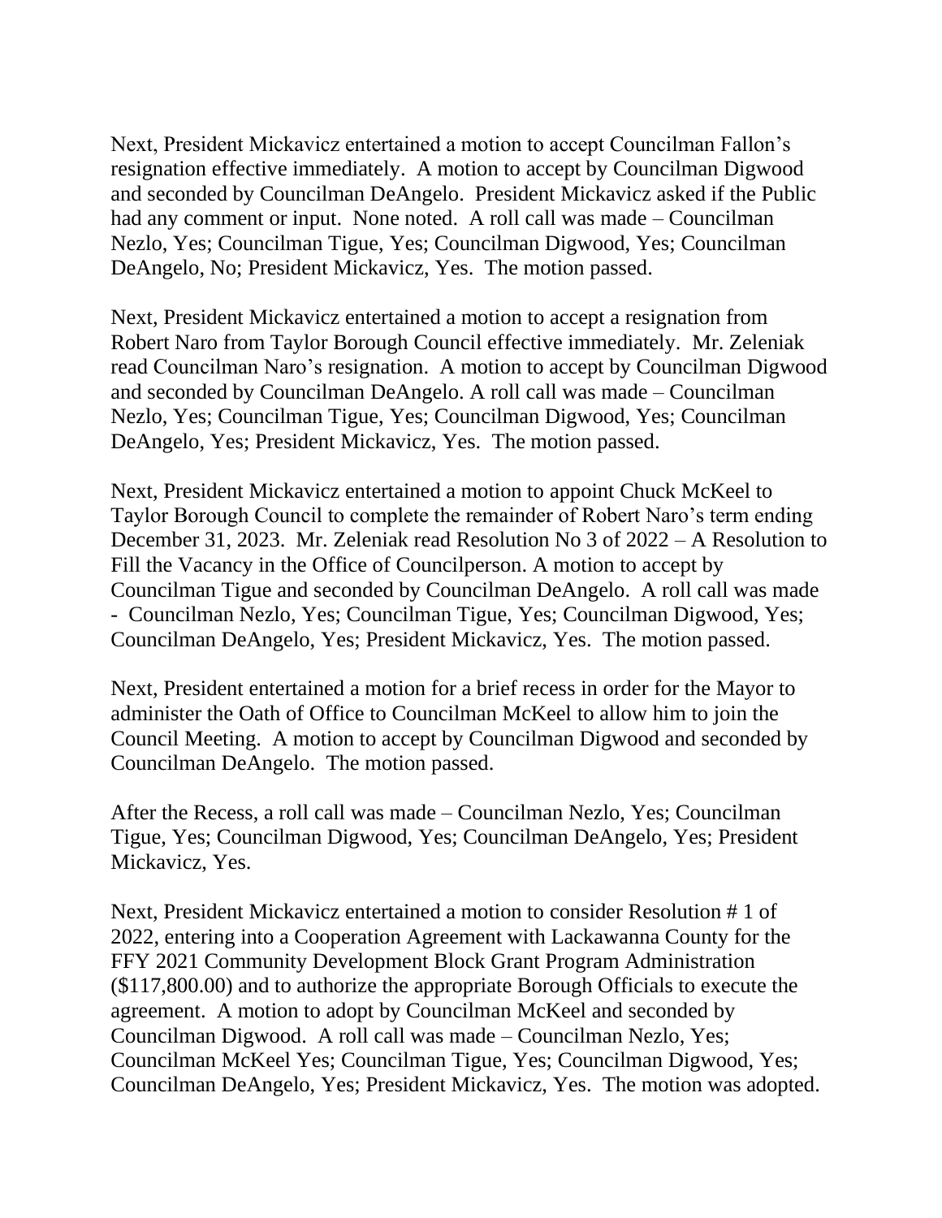Next, President Mickavicz entertained a motion to accept Councilman Fallon's resignation effective immediately. A motion to accept by Councilman Digwood and seconded by Councilman DeAngelo. President Mickavicz asked if the Public had any comment or input. None noted. A roll call was made – Councilman Nezlo, Yes; Councilman Tigue, Yes; Councilman Digwood, Yes; Councilman DeAngelo, No; President Mickavicz, Yes. The motion passed.

Next, President Mickavicz entertained a motion to accept a resignation from Robert Naro from Taylor Borough Council effective immediately. Mr. Zeleniak read Councilman Naro's resignation. A motion to accept by Councilman Digwood and seconded by Councilman DeAngelo. A roll call was made – Councilman Nezlo, Yes; Councilman Tigue, Yes; Councilman Digwood, Yes; Councilman DeAngelo, Yes; President Mickavicz, Yes. The motion passed.

Next, President Mickavicz entertained a motion to appoint Chuck McKeel to Taylor Borough Council to complete the remainder of Robert Naro's term ending December 31, 2023. Mr. Zeleniak read Resolution No 3 of 2022 – A Resolution to Fill the Vacancy in the Office of Councilperson. A motion to accept by Councilman Tigue and seconded by Councilman DeAngelo. A roll call was made - Councilman Nezlo, Yes; Councilman Tigue, Yes; Councilman Digwood, Yes; Councilman DeAngelo, Yes; President Mickavicz, Yes. The motion passed.

Next, President entertained a motion for a brief recess in order for the Mayor to administer the Oath of Office to Councilman McKeel to allow him to join the Council Meeting. A motion to accept by Councilman Digwood and seconded by Councilman DeAngelo. The motion passed.

After the Recess, a roll call was made – Councilman Nezlo, Yes; Councilman Tigue, Yes; Councilman Digwood, Yes; Councilman DeAngelo, Yes; President Mickavicz, Yes.

Next, President Mickavicz entertained a motion to consider Resolution # 1 of 2022, entering into a Cooperation Agreement with Lackawanna County for the FFY 2021 Community Development Block Grant Program Administration ($117,800.00) and to authorize the appropriate Borough Officials to execute the agreement. A motion to adopt by Councilman McKeel and seconded by Councilman Digwood. A roll call was made – Councilman Nezlo, Yes; Councilman McKeel Yes; Councilman Tigue, Yes; Councilman Digwood, Yes; Councilman DeAngelo, Yes; President Mickavicz, Yes. The motion was adopted.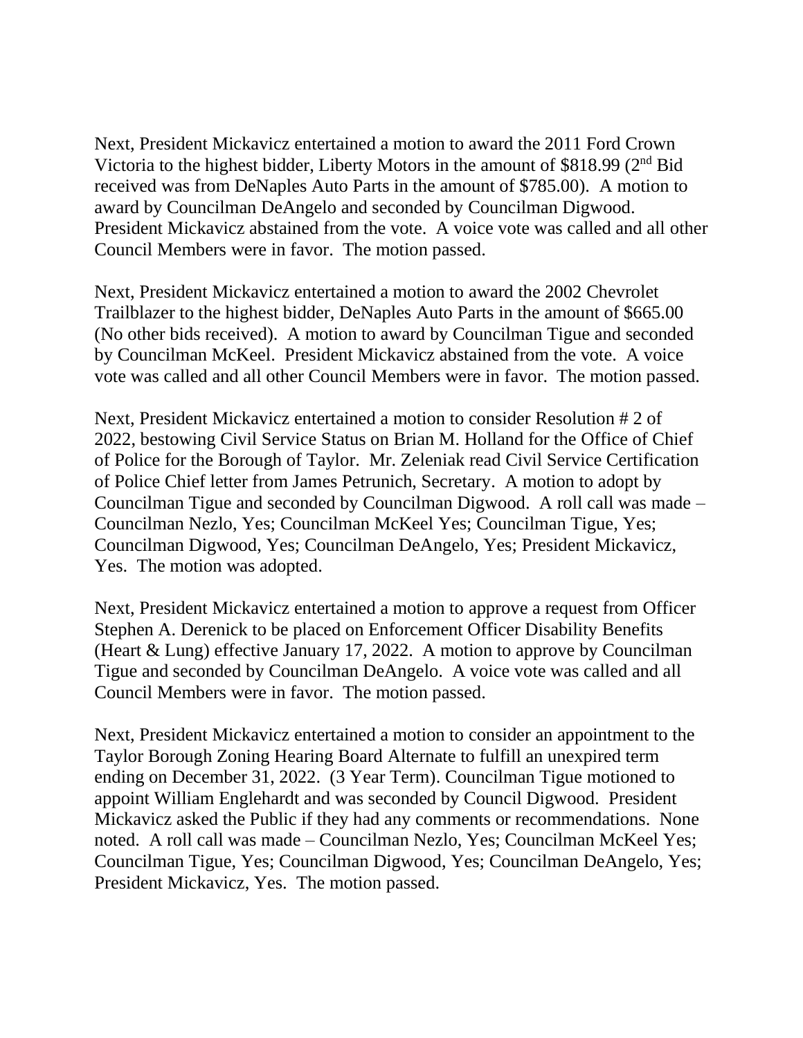Next, President Mickavicz entertained a motion to award the 2011 Ford Crown Victoria to the highest bidder, Liberty Motors in the amount of $818.99 (2nd Bid received was from DeNaples Auto Parts in the amount of $785.00). A motion to award by Councilman DeAngelo and seconded by Councilman Digwood. President Mickavicz abstained from the vote. A voice vote was called and all other Council Members were in favor. The motion passed.

Next, President Mickavicz entertained a motion to award the 2002 Chevrolet Trailblazer to the highest bidder, DeNaples Auto Parts in the amount of $665.00 (No other bids received). A motion to award by Councilman Tigue and seconded by Councilman McKeel. President Mickavicz abstained from the vote. A voice vote was called and all other Council Members were in favor. The motion passed.

Next, President Mickavicz entertained a motion to consider Resolution # 2 of 2022, bestowing Civil Service Status on Brian M. Holland for the Office of Chief of Police for the Borough of Taylor. Mr. Zeleniak read Civil Service Certification of Police Chief letter from James Petrunich, Secretary. A motion to adopt by Councilman Tigue and seconded by Councilman Digwood. A roll call was made – Councilman Nezlo, Yes; Councilman McKeel Yes; Councilman Tigue, Yes; Councilman Digwood, Yes; Councilman DeAngelo, Yes; President Mickavicz, Yes. The motion was adopted.

Next, President Mickavicz entertained a motion to approve a request from Officer Stephen A. Derenick to be placed on Enforcement Officer Disability Benefits (Heart & Lung) effective January 17, 2022. A motion to approve by Councilman Tigue and seconded by Councilman DeAngelo. A voice vote was called and all Council Members were in favor. The motion passed.

Next, President Mickavicz entertained a motion to consider an appointment to the Taylor Borough Zoning Hearing Board Alternate to fulfill an unexpired term ending on December 31, 2022. (3 Year Term). Councilman Tigue motioned to appoint William Englehardt and was seconded by Council Digwood. President Mickavicz asked the Public if they had any comments or recommendations. None noted. A roll call was made – Councilman Nezlo, Yes; Councilman McKeel Yes; Councilman Tigue, Yes; Councilman Digwood, Yes; Councilman DeAngelo, Yes; President Mickavicz, Yes. The motion passed.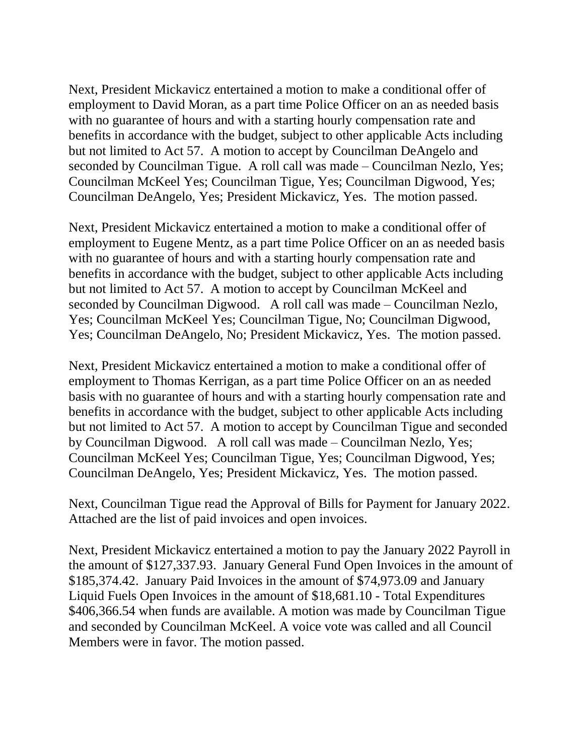Next, President Mickavicz entertained a motion to make a conditional offer of employment to David Moran, as a part time Police Officer on an as needed basis with no guarantee of hours and with a starting hourly compensation rate and benefits in accordance with the budget, subject to other applicable Acts including but not limited to Act 57. A motion to accept by Councilman DeAngelo and seconded by Councilman Tigue. A roll call was made – Councilman Nezlo, Yes; Councilman McKeel Yes; Councilman Tigue, Yes; Councilman Digwood, Yes; Councilman DeAngelo, Yes; President Mickavicz, Yes. The motion passed.

Next, President Mickavicz entertained a motion to make a conditional offer of employment to Eugene Mentz, as a part time Police Officer on an as needed basis with no guarantee of hours and with a starting hourly compensation rate and benefits in accordance with the budget, subject to other applicable Acts including but not limited to Act 57. A motion to accept by Councilman McKeel and seconded by Councilman Digwood. A roll call was made – Councilman Nezlo, Yes; Councilman McKeel Yes; Councilman Tigue, No; Councilman Digwood, Yes; Councilman DeAngelo, No; President Mickavicz, Yes. The motion passed.

Next, President Mickavicz entertained a motion to make a conditional offer of employment to Thomas Kerrigan, as a part time Police Officer on an as needed basis with no guarantee of hours and with a starting hourly compensation rate and benefits in accordance with the budget, subject to other applicable Acts including but not limited to Act 57. A motion to accept by Councilman Tigue and seconded by Councilman Digwood. A roll call was made – Councilman Nezlo, Yes; Councilman McKeel Yes; Councilman Tigue, Yes; Councilman Digwood, Yes; Councilman DeAngelo, Yes; President Mickavicz, Yes. The motion passed.

Next, Councilman Tigue read the Approval of Bills for Payment for January 2022. Attached are the list of paid invoices and open invoices.

Next, President Mickavicz entertained a motion to pay the January 2022 Payroll in the amount of $127,337.93. January General Fund Open Invoices in the amount of $185,374.42. January Paid Invoices in the amount of $74,973.09 and January Liquid Fuels Open Invoices in the amount of $18,681.10 - Total Expenditures $406,366.54 when funds are available. A motion was made by Councilman Tigue and seconded by Councilman McKeel. A voice vote was called and all Council Members were in favor. The motion passed.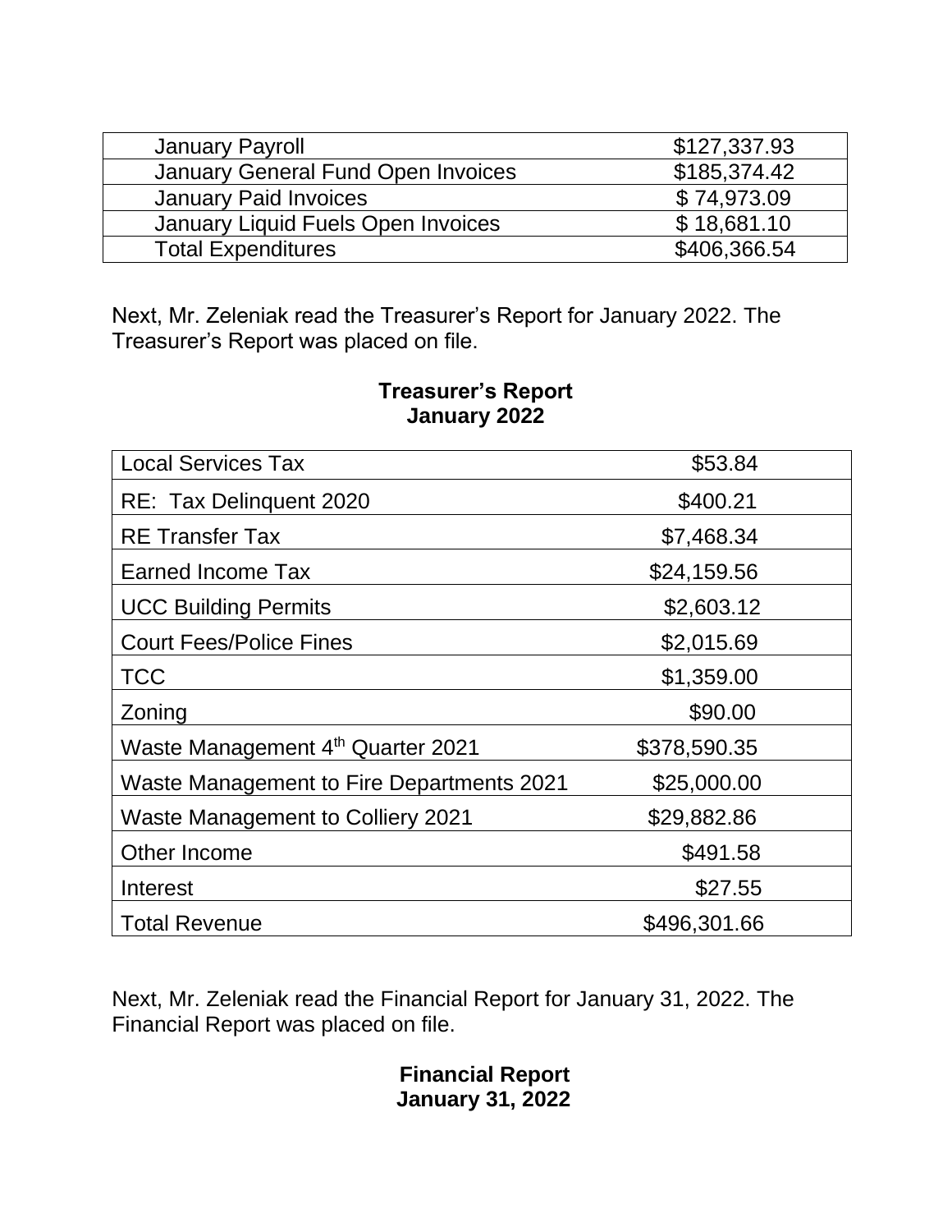| January Payroll | $127,337.93 |
|---|---|
| January General Fund Open Invoices | $185,374.42 |
| January Paid Invoices | $ 74,973.09 |
| January Liquid Fuels Open Invoices | $ 18,681.10 |
| Total Expenditures | $406,366.54 |

Next, Mr. Zeleniak read the Treasurer's Report for January 2022. The Treasurer's Report was placed on file.

**Treasurer's Report**
**January 2022**

| Local Services Tax | $53.84 |
|---|---|
| RE: Tax Delinquent 2020 | $400.21 |
| RE Transfer Tax | $7,468.34 |
| Earned Income Tax | $24,159.56 |
| UCC Building Permits | $2,603.12 |
| Court Fees/Police Fines | $2,015.69 |
| TCC | $1,359.00 |
| Zoning | $90.00 |
| Waste Management 4th Quarter 2021 | $378,590.35 |
| Waste Management to Fire Departments 2021 | $25,000.00 |
| Waste Management to Colliery 2021 | $29,882.86 |
| Other Income | $491.58 |
| Interest | $27.55 |
| Total Revenue | $496,301.66 |

Next, Mr. Zeleniak read the Financial Report for January 31, 2022. The Financial Report was placed on file.

**Financial Report**
**January 31, 2022**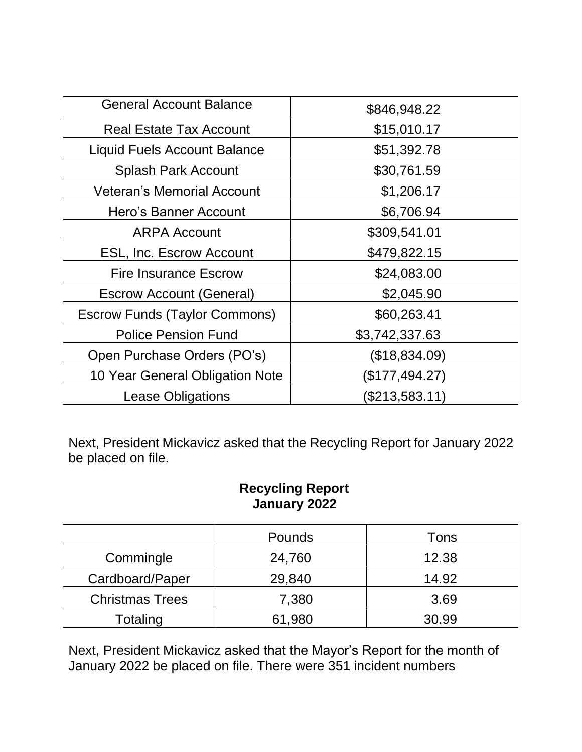| General Account Balance | $846,948.22 |
|---|---|
| Real Estate Tax Account | $15,010.17 |
| Liquid Fuels Account Balance | $51,392.78 |
| Splash Park Account | $30,761.59 |
| Veteran’s Memorial Account | $1,206.17 |
| Hero’s Banner Account | $6,706.94 |
| ARPA Account | $309,541.01 |
| ESL, Inc. Escrow Account | $479,822.15 |
| Fire Insurance Escrow | $24,083.00 |
| Escrow Account (General) | $2,045.90 |
| Escrow Funds (Taylor Commons) | $60,263.41 |
| Police Pension Fund | $3,742,337.63 |
| Open Purchase Orders (PO’s) | ($18,834.09) |
| 10 Year General Obligation Note | ($177,494.27) |
| Lease Obligations | ($213,583.11) |

Next, President Mickavicz asked that the Recycling Report for January 2022 be placed on file.

**Recycling Report**
**January 2022**

| | Pounds | Tons |
|---|---|---|
| Commingle | 24,760 | 12.38 |
| Cardboard/Paper | 29,840 | 14.92 |
| Christmas Trees | 7,380 | 3.69 |
| Totaling | 61,980 | 30.99 |

Next, President Mickavicz asked that the Mayor’s Report for the month of January 2022 be placed on file. There were 351 incident numbers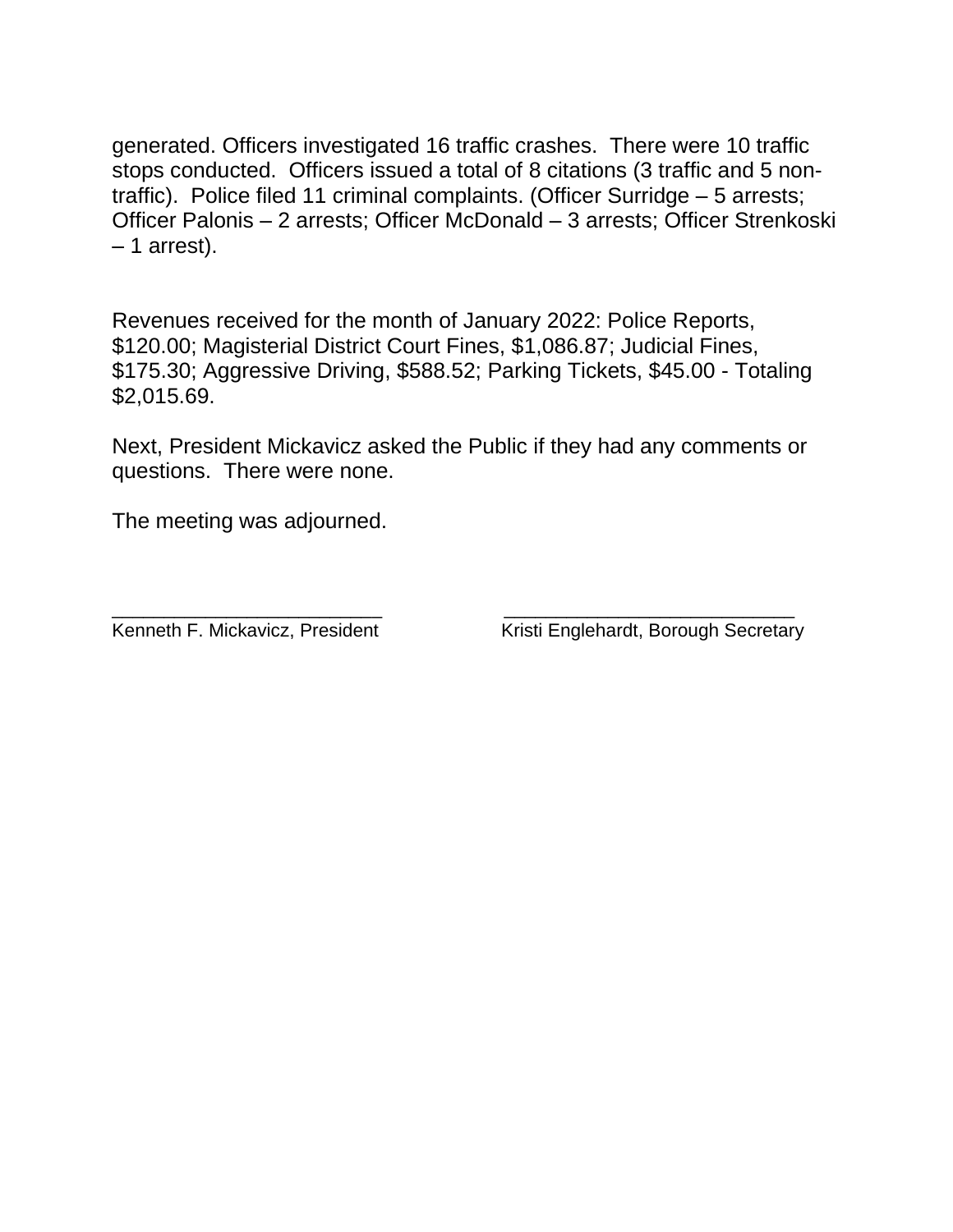generated. Officers investigated 16 traffic crashes. There were 10 traffic stops conducted. Officers issued a total of 8 citations (3 traffic and 5 non-traffic). Police filed 11 criminal complaints. (Officer Surridge – 5 arrests; Officer Palonis – 2 arrests; Officer McDonald – 3 arrests; Officer Strenkoski – 1 arrest).

Revenues received for the month of January 2022: Police Reports, $120.00; Magisterial District Court Fines, $1,086.87; Judicial Fines, $175.30; Aggressive Driving, $588.52; Parking Tickets, $45.00 - Totaling $2,015.69.

Next, President Mickavicz asked the Public if they had any comments or questions. There were none.

The meeting was adjourned.

_________________________ \_\_\_\_\_\_\_\_\_\_\_\_\_\_\_\_\_\_\_\_\_\_\_\_\_\_\_

Kenneth F. Mickavicz, President Kristi Englehardt, Borough Secretary